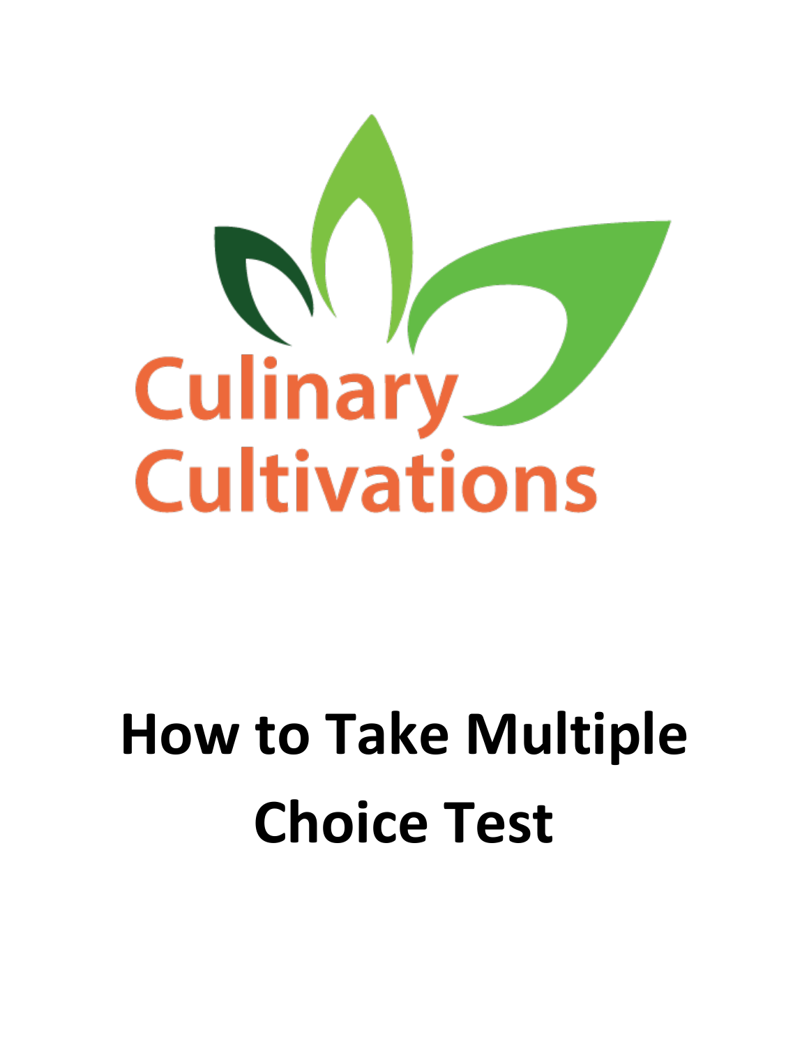Culinary Cultivations

# How to Take Multiple Choice Test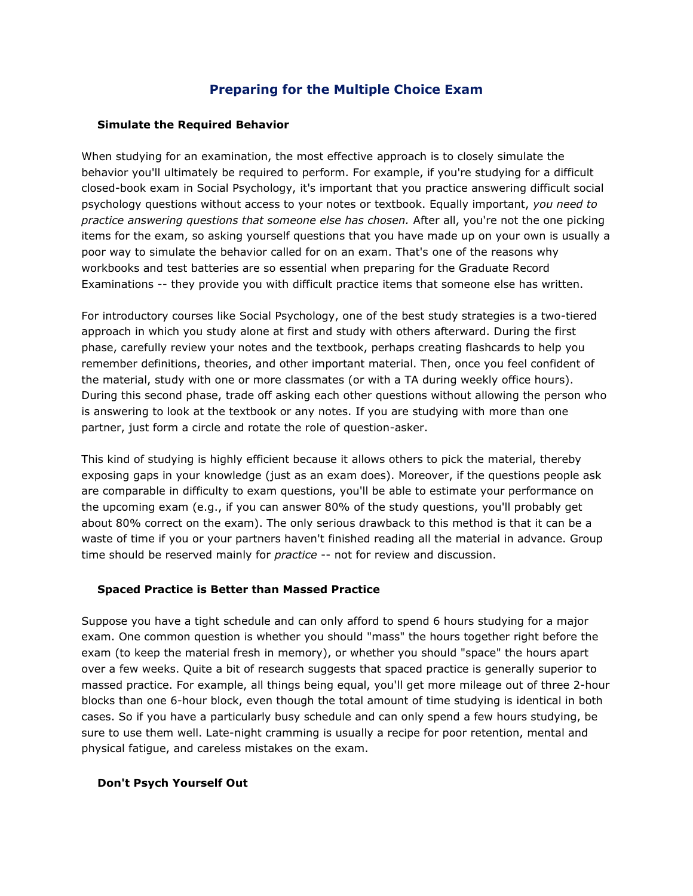## Preparing for the Multiple Choice Exam

### Simulate the Required Behavior

When studying for an examination, the most effective approach is to closely simulate the behavior you'll ultimately be required to perform. For example, if you're studying for a difficult closed-book exam in Social Psychology, it's important that you practice answering difficult social psychology questions without access to your notes or textbook. Equally important, *you need to practice answering questions that someone else has chosen.* After all, you're not the one picking items for the exam, so asking yourself questions that you have made up on your own is usually a poor way to simulate the behavior called for on an exam. That's one of the reasons why workbooks and test batteries are so essential when preparing for the Graduate Record Examinations -- they provide you with difficult practice items that someone else has written.

For introductory courses like Social Psychology, one of the best study strategies is a two-tiered approach in which you study alone at first and study with others afterward. During the first phase, carefully review your notes and the textbook, perhaps creating flashcards to help you remember definitions, theories, and other important material. Then, once you feel confident of the material, study with one or more classmates (or with a TA during weekly office hours). During this second phase, trade off asking each other questions without allowing the person who is answering to look at the textbook or any notes. If you are studying with more than one partner, just form a circle and rotate the role of question-asker.

This kind of studying is highly efficient because it allows others to pick the material, thereby exposing gaps in your knowledge (just as an exam does). Moreover, if the questions people ask are comparable in difficulty to exam questions, you'll be able to estimate your performance on the upcoming exam (e.g., if you can answer 80% of the study questions, you'll probably get about 80% correct on the exam). The only serious drawback to this method is that it can be a waste of time if you or your partners haven't finished reading all the material in advance. Group time should be reserved mainly for *practice* -- not for review and discussion.

### Spaced Practice is Better than Massed Practice

Suppose you have a tight schedule and can only afford to spend 6 hours studying for a major exam. One common question is whether you should "mass" the hours together right before the exam (to keep the material fresh in memory), or whether you should "space" the hours apart over a few weeks. Quite a bit of research suggests that spaced practice is generally superior to massed practice. For example, all things being equal, you'll get more mileage out of three 2-hour blocks than one 6-hour block, even though the total amount of time studying is identical in both cases. So if you have a particularly busy schedule and can only spend a few hours studying, be sure to use them well. Late-night cramming is usually a recipe for poor retention, mental and physical fatigue, and careless mistakes on the exam.

### Don't Psych Yourself Out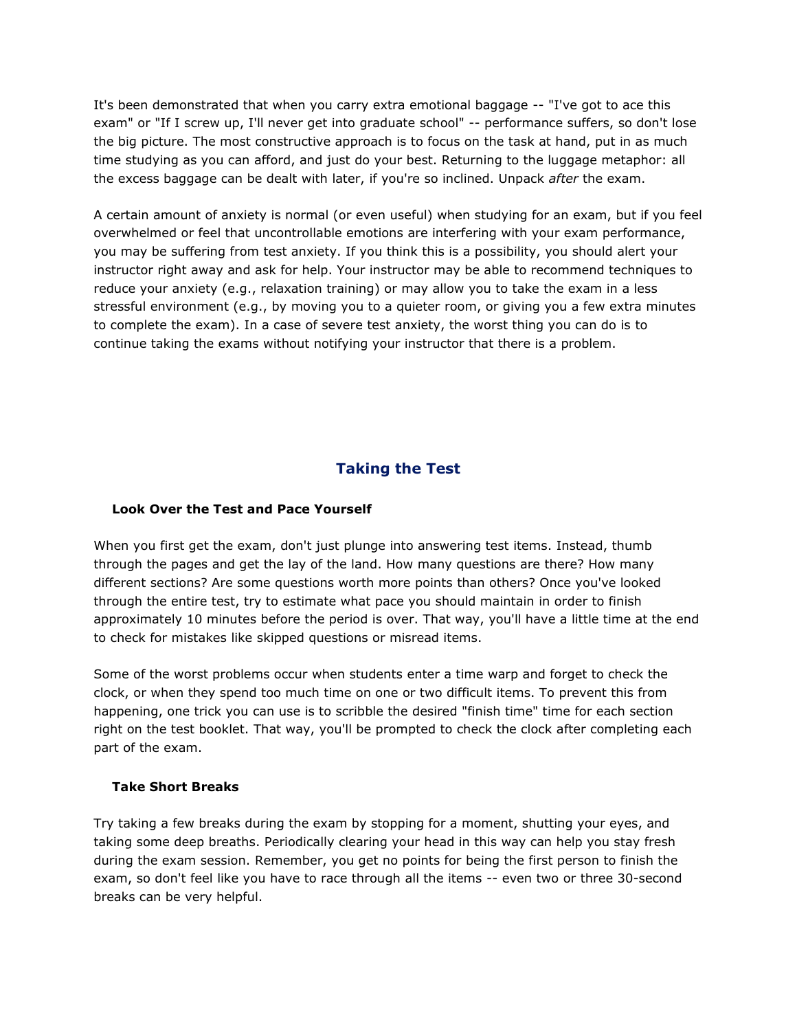It's been demonstrated that when you carry extra emotional baggage -- "I've got to ace this exam" or "If I screw up, I'll never get into graduate school" -- performance suffers, so don't lose the big picture. The most constructive approach is to focus on the task at hand, put in as much time studying as you can afford, and just do your best. Returning to the luggage metaphor: all the excess baggage can be dealt with later, if you're so inclined. Unpack *after* the exam.

A certain amount of anxiety is normal (or even useful) when studying for an exam, but if you feel overwhelmed or feel that uncontrollable emotions are interfering with your exam performance, you may be suffering from test anxiety. If you think this is a possibility, you should alert your instructor right away and ask for help. Your instructor may be able to recommend techniques to reduce your anxiety (e.g., relaxation training) or may allow you to take the exam in a less stressful environment (e.g., by moving you to a quieter room, or giving you a few extra minutes to complete the exam). In a case of severe test anxiety, the worst thing you can do is to continue taking the exams without notifying your instructor that there is a problem.

## Taking the Test

### Look Over the Test and Pace Yourself

When you first get the exam, don't just plunge into answering test items. Instead, thumb through the pages and get the lay of the land. How many questions are there? How many different sections? Are some questions worth more points than others? Once you've looked through the entire test, try to estimate what pace you should maintain in order to finish approximately 10 minutes before the period is over. That way, you'll have a little time at the end to check for mistakes like skipped questions or misread items.

Some of the worst problems occur when students enter a time warp and forget to check the clock, or when they spend too much time on one or two difficult items. To prevent this from happening, one trick you can use is to scribble the desired "finish time" time for each section right on the test booklet. That way, you'll be prompted to check the clock after completing each part of the exam.

### Take Short Breaks

Try taking a few breaks during the exam by stopping for a moment, shutting your eyes, and taking some deep breaths. Periodically clearing your head in this way can help you stay fresh during the exam session. Remember, you get no points for being the first person to finish the exam, so don't feel like you have to race through all the items -- even two or three 30-second breaks can be very helpful.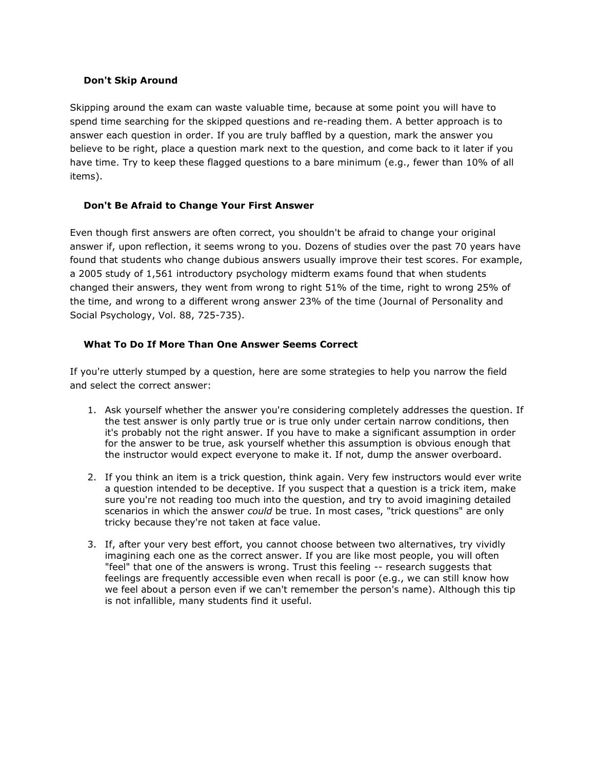### Don't Skip Around

Skipping around the exam can waste valuable time, because at some point you will have to spend time searching for the skipped questions and re-reading them. A better approach is to answer each question in order. If you are truly baffled by a question, mark the answer you believe to be right, place a question mark next to the question, and come back to it later if you have time. Try to keep these flagged questions to a bare minimum (e.g., fewer than 10% of all items).

### Don't Be Afraid to Change Your First Answer

Even though first answers are often correct, you shouldn't be afraid to change your original answer if, upon reflection, it seems wrong to you. Dozens of studies over the past 70 years have found that students who change dubious answers usually improve their test scores. For example, a 2005 study of 1,561 introductory psychology midterm exams found that when students changed their answers, they went from wrong to right 51% of the time, right to wrong 25% of the time, and wrong to a different wrong answer 23% of the time (Journal of Personality and Social Psychology, Vol. 88, 725-735).

### What To Do If More Than One Answer Seems Correct

If you're utterly stumped by a question, here are some strategies to help you narrow the field and select the correct answer:

1. Ask yourself whether the answer you're considering completely addresses the question. If the test answer is only partly true or is true only under certain narrow conditions, then it's probably not the right answer. If you have to make a significant assumption in order for the answer to be true, ask yourself whether this assumption is obvious enough that the instructor would expect everyone to make it. If not, dump the answer overboard.

2. If you think an item is a trick question, think again. Very few instructors would ever write a question intended to be deceptive. If you suspect that a question is a trick item, make sure you're not reading too much into the question, and try to avoid imagining detailed scenarios in which the answer *could* be true. In most cases, "trick questions" are only tricky because they're not taken at face value.

3. If, after your very best effort, you cannot choose between two alternatives, try vividly imagining each one as the correct answer. If you are like most people, you will often "feel" that one of the answers is wrong. Trust this feeling -- research suggests that feelings are frequently accessible even when recall is poor (e.g., we can still know how we feel about a person even if we can't remember the person's name). Although this tip is not infallible, many students find it useful.